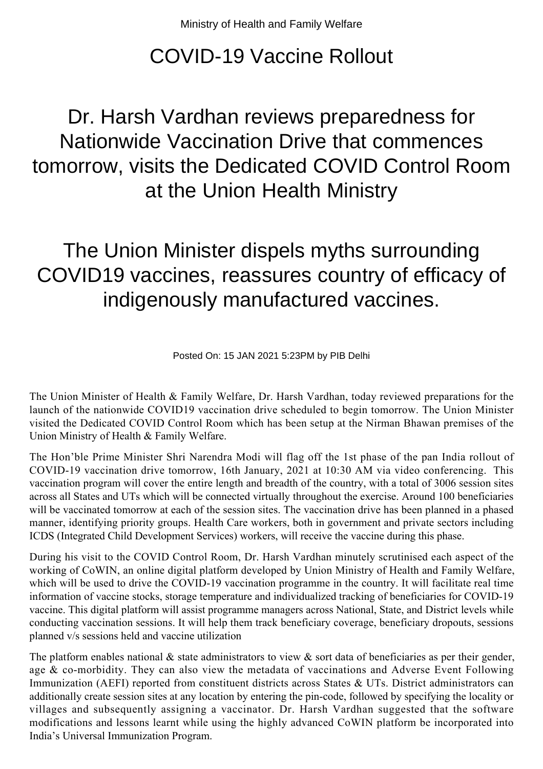Ministry of Health and Family Welfare

# COVID-19 Vaccine Rollout

## Dr. Harsh Vardhan reviews preparedness for Nationwide Vaccination Drive that commences tomorrow, visits the Dedicated COVID Control Room at the Union Health Ministry

## The Union Minister dispels myths surrounding COVID19 vaccines, reassures country of efficacy of indigenously manufactured vaccines.

Posted On: 15 JAN 2021 5:23PM by PIB Delhi

The Union Minister of Health & Family Welfare, Dr. Harsh Vardhan, today reviewed preparations for the launch of the nationwide COVID19 vaccination drive scheduled to begin tomorrow. The Union Minister visited the Dedicated COVID Control Room which has been setup at the Nirman Bhawan premises of the Union Ministry of Health & Family Welfare.

The Hon'ble Prime Minister Shri Narendra Modi will flag off the 1st phase of the pan India rollout of COVID-19 vaccination drive tomorrow, 16th January, 2021 at 10:30 AM via video conferencing. This vaccination program will cover the entire length and breadth of the country, with a total of 3006 session sites across all States and UTs which will be connected virtually throughout the exercise. Around 100 beneficiaries will be vaccinated tomorrow at each of the session sites. The vaccination drive has been planned in a phased manner, identifying priority groups. Health Care workers, both in government and private sectors including ICDS (Integrated Child Development Services) workers, will receive the vaccine during this phase.

During his visit to the COVID Control Room, Dr. Harsh Vardhan minutely scrutinised each aspect of the working of CoWIN, an online digital platform developed by Union Ministry of Health and Family Welfare, which will be used to drive the COVID-19 vaccination programme in the country. It will facilitate real time information of vaccine stocks, storage temperature and individualized tracking of beneficiaries for COVID-19 vaccine. This digital platform will assist programme managers across National, State, and District levels while conducting vaccination sessions. It will help them track beneficiary coverage, beneficiary dropouts, sessions planned v/s sessions held and vaccine utilization

The platform enables national & state administrators to view & sort data of beneficiaries as per their gender, age & co-morbidity. They can also view the metadata of vaccinations and Adverse Event Following Immunization (AEFI) reported from constituent districts across States & UTs. District administrators can additionally create session sites at any location by entering the pin-code, followed by specifying the locality or villages and subsequently assigning a vaccinator. Dr. Harsh Vardhan suggested that the software modifications and lessons learnt while using the highly advanced CoWIN platform be incorporated into India's Universal Immunization Program.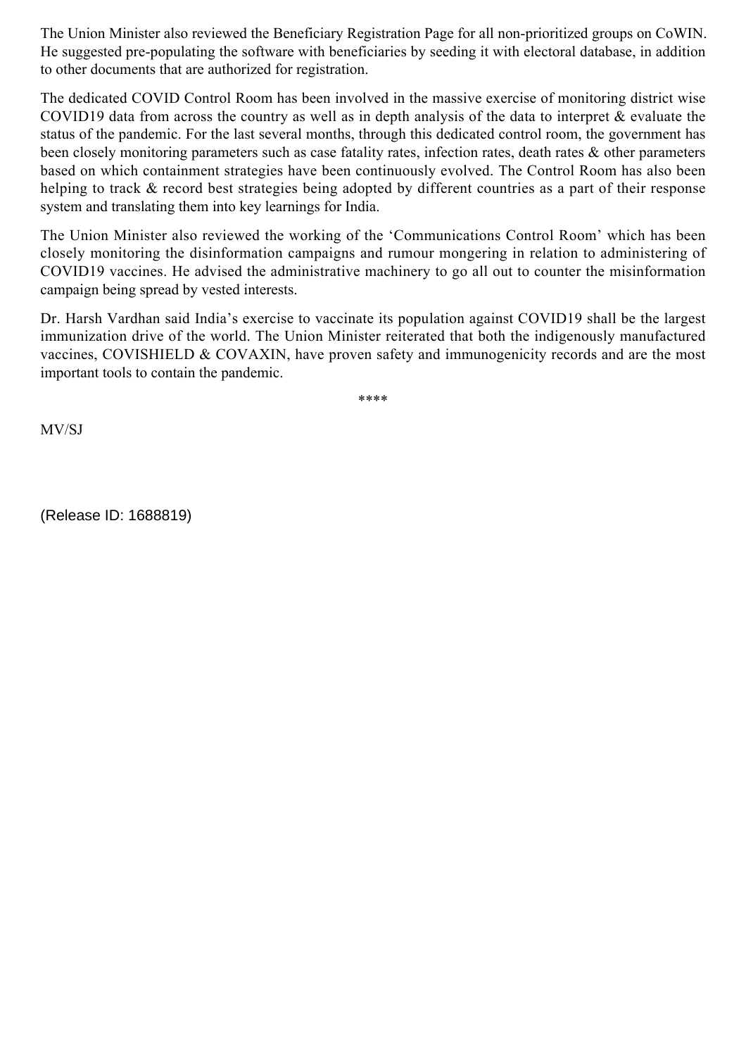The Union Minister also reviewed the Beneficiary Registration Page for all non-prioritized groups on CoWIN. He suggested pre-populating the software with beneficiaries by seeding it with electoral database, in addition to other documents that are authorized for registration.

The dedicated COVID Control Room has been involved in the massive exercise of monitoring district wise COVID19 data from across the country as well as in depth analysis of the data to interpret & evaluate the status of the pandemic. For the last several months, through this dedicated control room, the government has been closely monitoring parameters such as case fatality rates, infection rates, death rates & other parameters based on which containment strategies have been continuously evolved. The Control Room has also been helping to track & record best strategies being adopted by different countries as a part of their response system and translating them into key learnings for India.

The Union Minister also reviewed the working of the 'Communications Control Room' which has been closely monitoring the disinformation campaigns and rumour mongering in relation to administering of COVID19 vaccines. He advised the administrative machinery to go all out to counter the misinformation campaign being spread by vested interests.

Dr. Harsh Vardhan said India's exercise to vaccinate its population against COVID19 shall be the largest immunization drive of the world. The Union Minister reiterated that both the indigenously manufactured vaccines, COVISHIELD & COVAXIN, have proven safety and immunogenicity records and are the most important tools to contain the pandemic.

****

MV/SJ

(Release ID: 1688819)